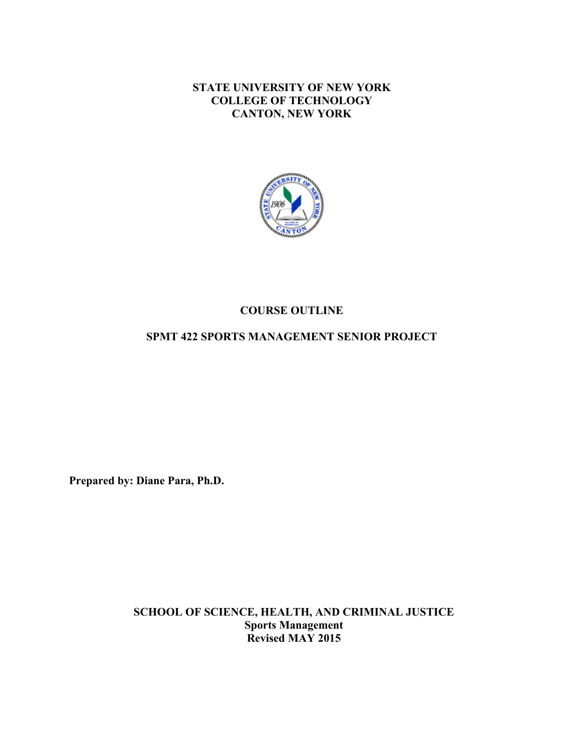**STATE UNIVERSITY OF NEW YORK**
**COLLEGE OF TECHNOLOGY**
**CANTON, NEW YORK**

# COURSE OUTLINE

## SPMT 422 SPORTS MANAGEMENT SENIOR PROJECT

**Prepared by: Diane Para, Ph.D.**

**SCHOOL OF SCIENCE, HEALTH, AND CRIMINAL JUSTICE**
**Sports Management**
**Revised MAY 2015**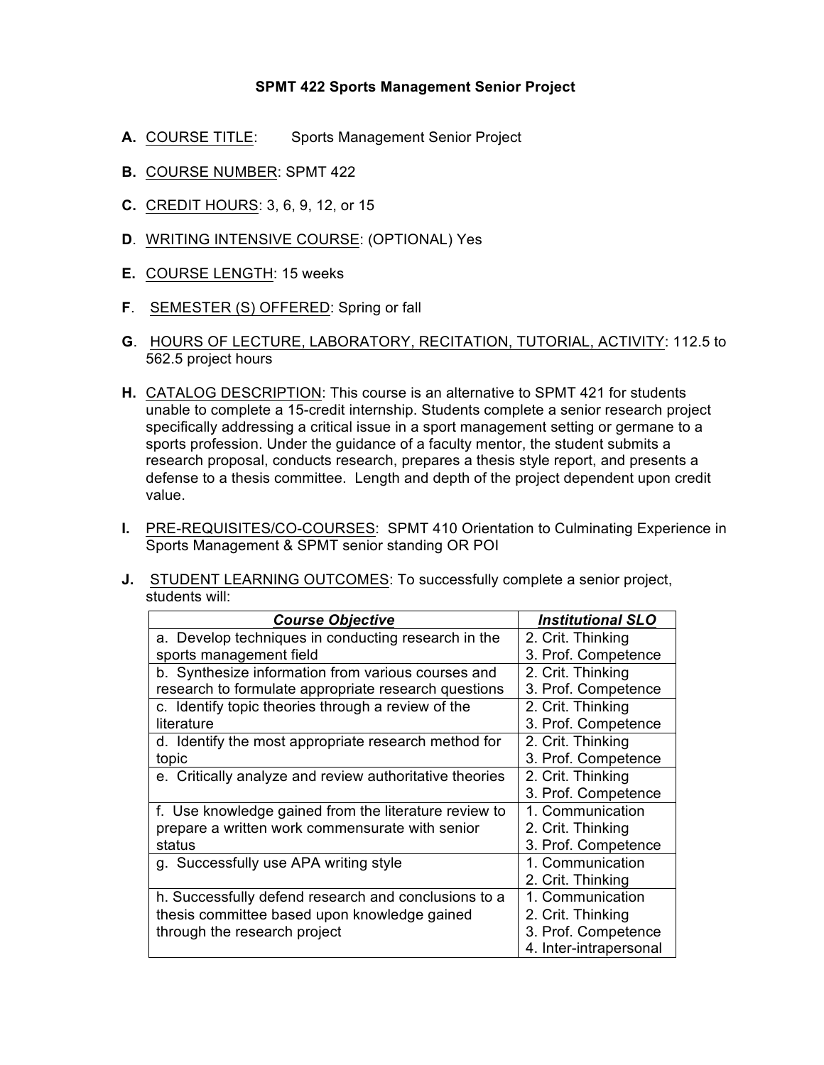# SPMT 422 Sports Management Senior Project

**A.** COURSE TITLE: Sports Management Senior Project

**B.** COURSE NUMBER: SPMT 422

**C.** CREDIT HOURS: 3, 6, 9, 12, or 15

**D**. WRITING INTENSIVE COURSE: (OPTIONAL) Yes

**E.** COURSE LENGTH: 15 weeks

**F**. SEMESTER (S) OFFERED: Spring or fall

**G**. HOURS OF LECTURE, LABORATORY, RECITATION, TUTORIAL, ACTIVITY: 112.5 to 562.5 project hours

**H.** CATALOG DESCRIPTION: This course is an alternative to SPMT 421 for students unable to complete a 15-credit internship. Students complete a senior research project specifically addressing a critical issue in a sport management setting or germane to a sports profession. Under the guidance of a faculty mentor, the student submits a research proposal, conducts research, prepares a thesis style report, and presents a defense to a thesis committee. Length and depth of the project dependent upon credit value.

**I.** PRE-REQUISITES/CO-COURSES: SPMT 410 Orientation to Culminating Experience in Sports Management & SPMT senior standing OR POI

**J.** STUDENT LEARNING OUTCOMES: To successfully complete a senior project, students will:

| ***Course Objective*** | ***Institutional SLO*** |
|---|---|
| a. Develop techniques in conducting research in the sports management field | 2. Crit. Thinking<br>3. Prof. Competence |
| b. Synthesize information from various courses and research to formulate appropriate research questions | 2. Crit. Thinking<br>3. Prof. Competence |
| c. Identify topic theories through a review of the literature | 2. Crit. Thinking<br>3. Prof. Competence |
| d. Identify the most appropriate research method for topic | 2. Crit. Thinking<br>3. Prof. Competence |
| e. Critically analyze and review authoritative theories | 2. Crit. Thinking<br>3. Prof. Competence |
| f. Use knowledge gained from the literature review to prepare a written work commensurate with senior status | 1. Communication<br>2. Crit. Thinking<br>3. Prof. Competence |
| g. Successfully use APA writing style | 1. Communication<br>2. Crit. Thinking |
| h. Successfully defend research and conclusions to a thesis committee based upon knowledge gained through the research project | 1. Communication<br>2. Crit. Thinking<br>3. Prof. Competence<br>4. Inter-intrapersonal |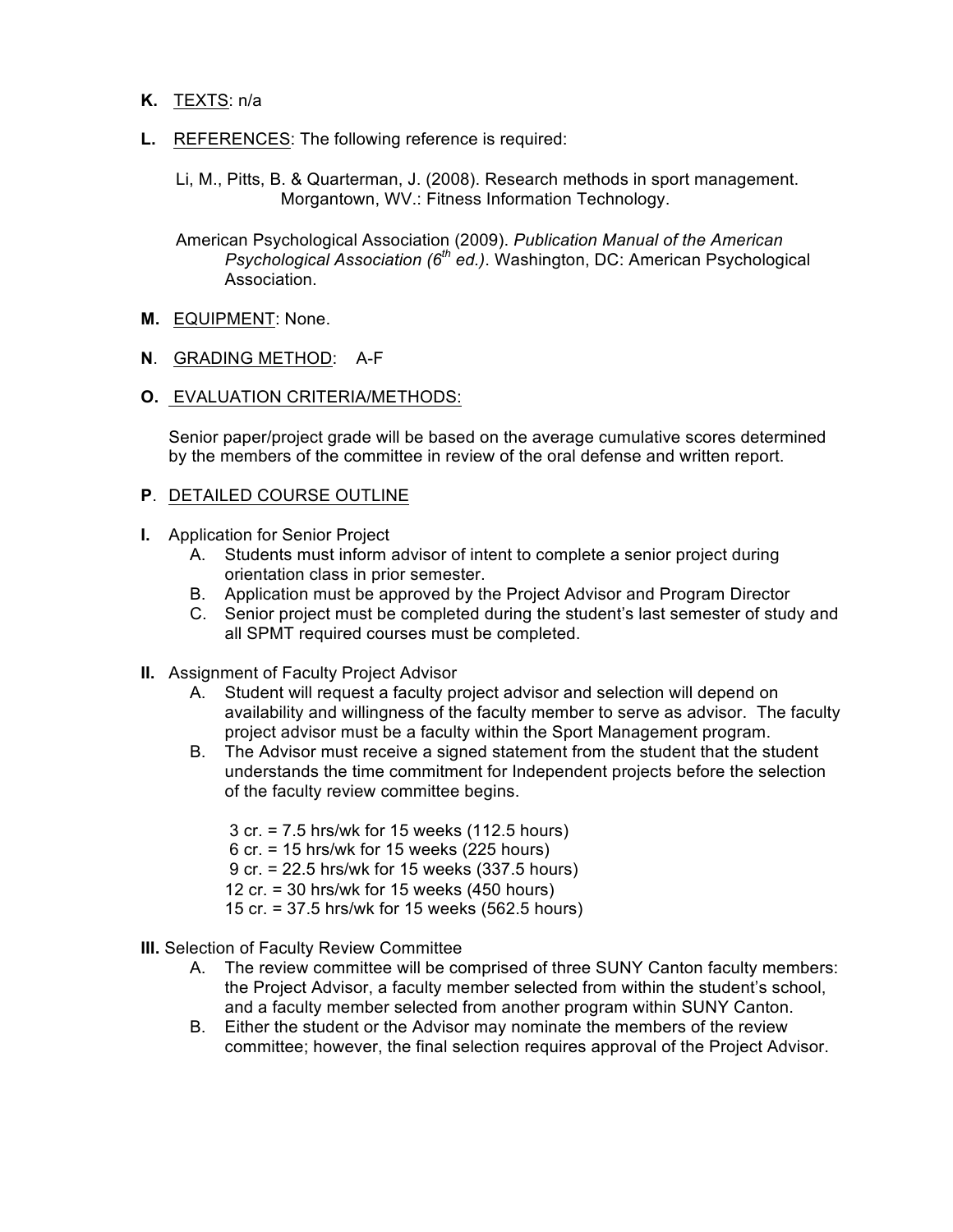**K.** <u>TEXTS</u>: n/a

**L.** <u>REFERENCES</u>: The following reference is required:

Li, M., Pitts, B. & Quarterman, J. (2008). Research methods in sport management. Morgantown, WV.: Fitness Information Technology.

American Psychological Association (2009). *Publication Manual of the American Psychological Association (6th ed.)*. Washington, DC: American Psychological Association.

**M.** <u>EQUIPMENT</u>: None.

**N**. <u>GRADING METHOD</u>: A-F

**O.** <u>EVALUATION CRITERIA/METHODS:</u>

Senior paper/project grade will be based on the average cumulative scores determined by the members of the committee in review of the oral defense and written report.

**P**. <u>DETAILED COURSE OUTLINE</u>

**I.** Application for Senior Project
   A. Students must inform advisor of intent to complete a senior project during orientation class in prior semester.
   B. Application must be approved by the Project Advisor and Program Director
   C. Senior project must be completed during the student's last semester of study and all SPMT required courses must be completed.

**II.** Assignment of Faculty Project Advisor
   A. Student will request a faculty project advisor and selection will depend on availability and willingness of the faculty member to serve as advisor. The faculty project advisor must be a faculty within the Sport Management program.
   B. The Advisor must receive a signed statement from the student that the student understands the time commitment for Independent projects before the selection of the faculty review committee begins.

      3 cr. = 7.5 hrs/wk for 15 weeks (112.5 hours)
      6 cr. = 15 hrs/wk for 15 weeks (225 hours)
      9 cr. = 22.5 hrs/wk for 15 weeks (337.5 hours)
      12 cr. = 30 hrs/wk for 15 weeks (450 hours)
      15 cr. = 37.5 hrs/wk for 15 weeks (562.5 hours)

**III.** Selection of Faculty Review Committee
   A. The review committee will be comprised of three SUNY Canton faculty members: the Project Advisor, a faculty member selected from within the student's school, and a faculty member selected from another program within SUNY Canton.
   B. Either the student or the Advisor may nominate the members of the review committee; however, the final selection requires approval of the Project Advisor.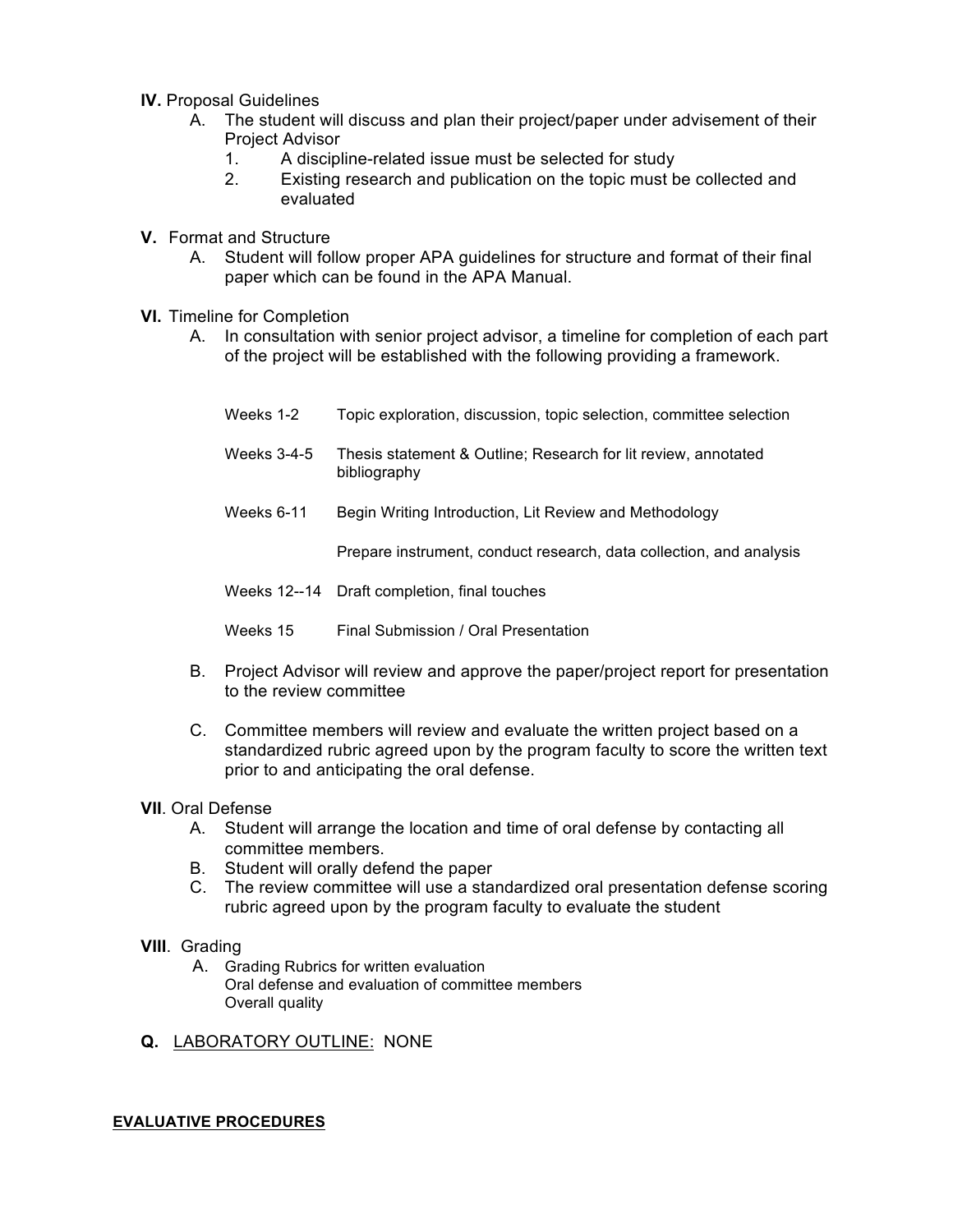**IV.** Proposal Guidelines

A. The student will discuss and plan their project/paper under advisement of their Project Advisor
   1. A discipline-related issue must be selected for study
   2. Existing research and publication on the topic must be collected and evaluated

**V.** Format and Structure

A. Student will follow proper APA guidelines for structure and format of their final paper which can be found in the APA Manual.

**VI.** Timeline for Completion

A. In consultation with senior project advisor, a timeline for completion of each part of the project will be established with the following providing a framework.

| | |
|---|---|
| Weeks 1-2 | Topic exploration, discussion, topic selection, committee selection |
| Weeks 3-4-5 | Thesis statement & Outline; Research for lit review, annotated bibliography |
| Weeks 6-11 | Begin Writing Introduction, Lit Review and Methodology |
| | Prepare instrument, conduct research, data collection, and analysis |
| Weeks 12--14 | Draft completion, final touches |
| Weeks 15 | Final Submission / Oral Presentation |

B. Project Advisor will review and approve the paper/project report for presentation to the review committee

C. Committee members will review and evaluate the written project based on a standardized rubric agreed upon by the program faculty to score the written text prior to and anticipating the oral defense.

**VII**. Oral Defense

A. Student will arrange the location and time of oral defense by contacting all committee members.
B. Student will orally defend the paper
C. The review committee will use a standardized oral presentation defense scoring rubric agreed upon by the program faculty to evaluate the student

**VIII**. Grading

A. Grading Rubrics for written evaluation
   Oral defense and evaluation of committee members
   Overall quality

**Q.** LABORATORY OUTLINE: NONE

**EVALUATIVE PROCEDURES**